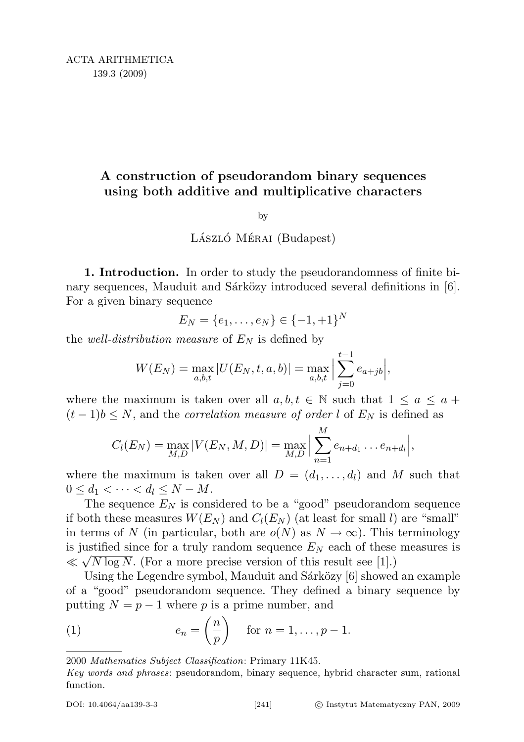# A construction of pseudorandom binary sequences using both additive and multiplicative characters

by

László Mérai (Budapest)

**1. Introduction.** In order to study the pseudorandomness of finite binary sequences, Mauduit and Sárközy introduced several definitions in [6]. For a given binary sequence

$$E_N = \{e_1, \dots, e_N\} \in \{-1, +1\}^N$$

the *well-distribution measure* of $E_N$ is defined by

$$W(E_N) = \max_{a,b,t} |U(E_N, t, a, b)| = \max_{a,b,t} \Big| \sum_{j=0}^{t-1} e_{a+jb} \Big|,$$

where the maximum is taken over all $a, b, t \in \mathbb{N}$ such that $1 \le a \le a + (t-1)b \le N$, and the *correlation measure of order* $l$ of $E_N$ is defined as

$$C_l(E_N) = \max_{M,D} |V(E_N, M, D)| = \max_{M,D} \Big| \sum_{n=1}^{M} e_{n+d_1} \dots e_{n+d_l} \Big|,$$

where the maximum is taken over all $D = (d_1, \dots, d_l)$ and $M$ such that $0 \le d_1 < \dots < d_l \le N - M$.

The sequence $E_N$ is considered to be a "good" pseudorandom sequence if both these measures $W(E_N)$ and $C_l(E_N)$ (at least for small $l$) are "small" in terms of $N$ (in particular, both are $o(N)$ as $N \to \infty$). This terminology is justified since for a truly random sequence $E_N$ each of these measures is $\ll \sqrt{N \log N}$. (For a more precise version of this result see [1].)

Using the Legendre symbol, Mauduit and Sárközy [6] showed an example of a "good" pseudorandom sequence. They defined a binary sequence by putting $N = p - 1$ where $p$ is a prime number, and

$$e_n = \left(\frac{n}{p}\right) \quad \text{for } n = 1, \dots, p-1. \tag{1}$$

---

2000 *Mathematics Subject Classification*: Primary 11K45.

*Key words and phrases*: pseudorandom, binary sequence, hybrid character sum, rational function.

DOI: 10.4064/aa139-3-3 © Instytut Matematyczny PAN, 2009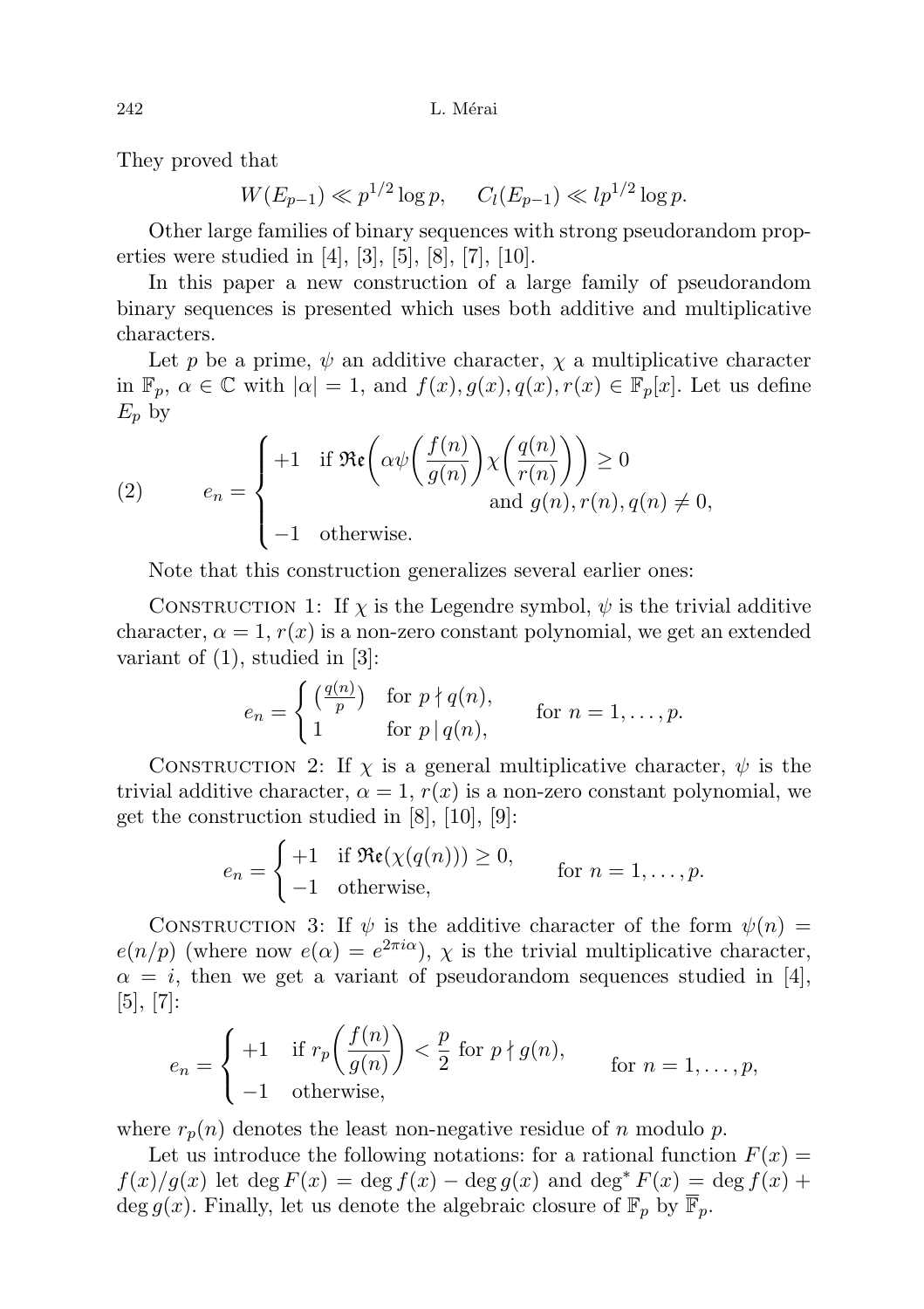They proved that

$$W(E_{p-1}) \ll p^{1/2} \log p, \qquad C_l(E_{p-1}) \ll l p^{1/2} \log p.$$

Other large families of binary sequences with strong pseudorandom properties were studied in [4], [3], [5], [8], [7], [10].

In this paper a new construction of a large family of pseudorandom binary sequences is presented which uses both additive and multiplicative characters.

Let $p$ be a prime, $\psi$ an additive character, $\chi$ a multiplicative character in $\mathbb{F}_p$, $\alpha \in \mathbb{C}$ with $|\alpha| = 1$, and $f(x), g(x), q(x), r(x) \in \mathbb{F}_p[x]$. Let us define $E_p$ by

$$e_n = \begin{cases} +1 & \text{if } \mathfrak{Re}\left(\alpha \psi\left(\dfrac{f(n)}{g(n)}\right) \chi\left(\dfrac{q(n)}{r(n)}\right)\right) \geq 0 \\ & \qquad\qquad\qquad \text{and } g(n), r(n), q(n) \neq 0, \\ -1 & \text{otherwise.} \end{cases} \tag{2}$$

Note that this construction generalizes several earlier ones:

Construction 1: If $\chi$ is the Legendre symbol, $\psi$ is the trivial additive character, $\alpha = 1$, $r(x)$ is a non-zero constant polynomial, we get an extended variant of (1), studied in [3]:

$$e_n = \begin{cases} \left(\frac{q(n)}{p}\right) & \text{for } p \nmid q(n), \\ 1 & \text{for } p \mid q(n), \end{cases} \qquad \text{for } n = 1, \dots, p.$$

Construction 2: If $\chi$ is a general multiplicative character, $\psi$ is the trivial additive character, $\alpha = 1$, $r(x)$ is a non-zero constant polynomial, we get the construction studied in [8], [10], [9]:

$$e_n = \begin{cases} +1 & \text{if } \mathfrak{Re}(\chi(q(n))) \geq 0, \\ -1 & \text{otherwise,} \end{cases} \qquad \text{for } n = 1, \dots, p.$$

Construction 3: If $\psi$ is the additive character of the form $\psi(n) = e(n/p)$ (where now $e(\alpha) = e^{2\pi i \alpha}$), $\chi$ is the trivial multiplicative character, $\alpha = i$, then we get a variant of pseudorandom sequences studied in [4], [5], [7]:

$$e_n = \begin{cases} +1 & \text{if } r_p\left(\dfrac{f(n)}{g(n)}\right) < \dfrac{p}{2} \text{ for } p \nmid g(n), \\ -1 & \text{otherwise,} \end{cases} \qquad \text{for } n = 1, \dots, p,$$

where $r_p(n)$ denotes the least non-negative residue of $n$ modulo $p$.

Let us introduce the following notations: for a rational function $F(x) = f(x)/g(x)$ let $\deg F(x) = \deg f(x) - \deg g(x)$ and $\deg^* F(x) = \deg f(x) + \deg g(x)$. Finally, let us denote the algebraic closure of $\mathbb{F}_p$ by $\overline{\mathbb{F}}_p$.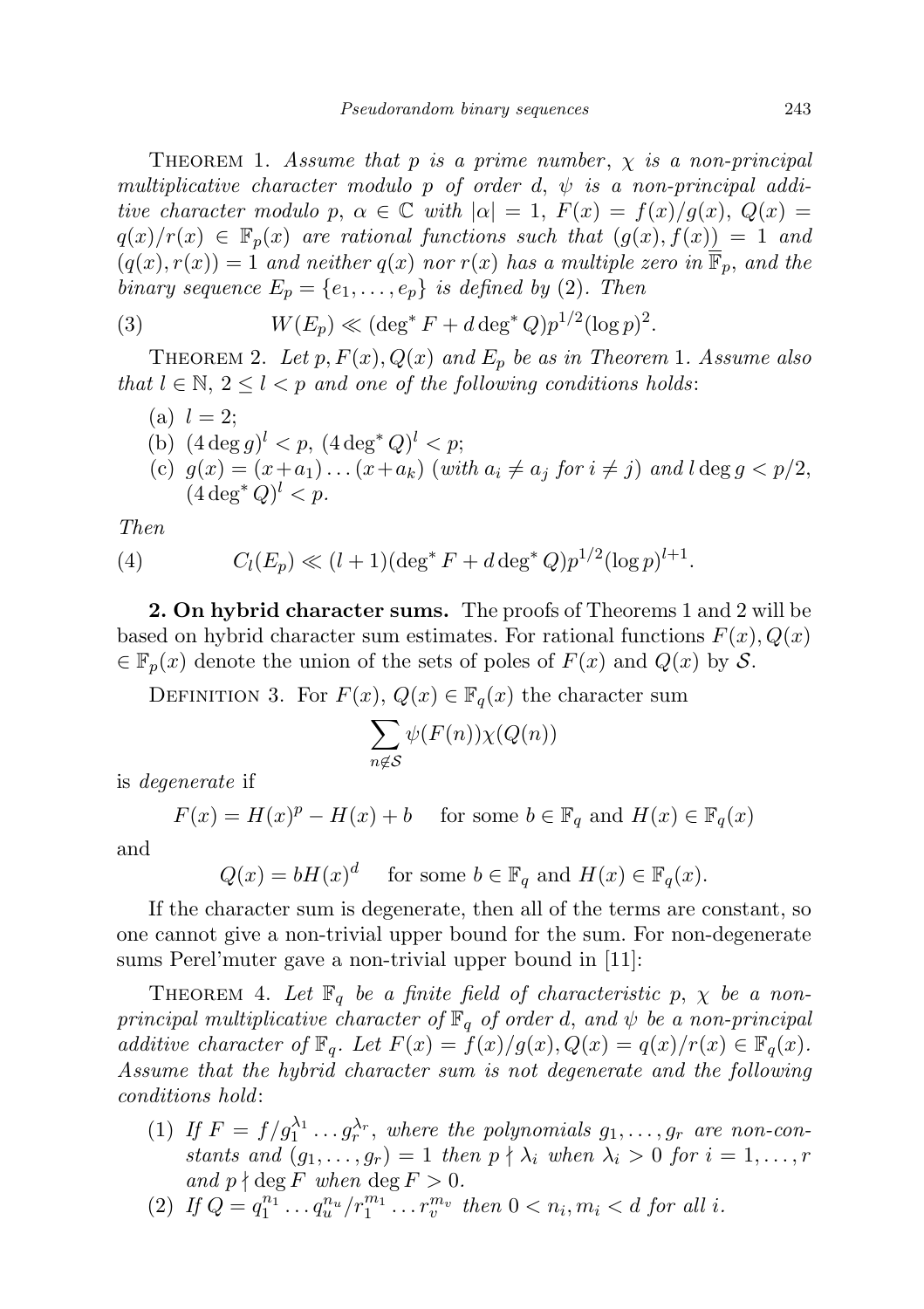Theorem 1. *Assume that $p$ is a prime number, $\chi$ is a non-principal multiplicative character modulo $p$ of order $d$, $\psi$ is a non-principal additive character modulo $p$, $\alpha \in \mathbb{C}$ with $|\alpha| = 1$, $F(x) = f(x)/g(x)$, $Q(x) = q(x)/r(x) \in \mathbb{F}_p(x)$ are rational functions such that $(g(x), f(x)) = 1$ and $(q(x), r(x)) = 1$ and neither $q(x)$ nor $r(x)$ has a multiple zero in $\overline{\mathbb{F}}_p$, and the binary sequence $E_p = \{e_1, \ldots, e_p\}$ is defined by* (2). *Then*

$$W(E_p) \ll (\deg^* F + d \deg^* Q) p^{1/2} (\log p)^2. \tag{3}$$

Theorem 2. *Let $p, F(x), Q(x)$ and $E_p$ be as in Theorem* 1. *Assume also that $l \in \mathbb{N}$, $2 \le l < p$ and one of the following conditions holds*:

- (a) $l = 2$;
- (b) $(4 \deg g)^l < p$, $(4 \deg^* Q)^l < p$;
- (c) $g(x) = (x + a_1) \ldots (x + a_k)$ (*with $a_i \neq a_j$ for $i \neq j$*) *and* $l \deg g < p/2$, $(4 \deg^* Q)^l < p$.

*Then*

$$C_l(E_p) \ll (l+1)(\deg^* F + d \deg^* Q) p^{1/2} (\log p)^{l+1}. \tag{4}$$

**2. On hybrid character sums.** The proofs of Theorems 1 and 2 will be based on hybrid character sum estimates. For rational functions $F(x), Q(x) \in \mathbb{F}_p(x)$ denote the union of the sets of poles of $F(x)$ and $Q(x)$ by $\mathcal{S}$.

Definition 3. For $F(x)$, $Q(x) \in \mathbb{F}_q(x)$ the character sum

$$\sum_{n \notin \mathcal{S}} \psi(F(n)) \chi(Q(n))$$

is *degenerate* if

$$F(x) = H(x)^p - H(x) + b \quad \text{for some } b \in \mathbb{F}_q \text{ and } H(x) \in \mathbb{F}_q(x)$$

and

$$Q(x) = b H(x)^d \quad \text{for some } b \in \mathbb{F}_q \text{ and } H(x) \in \mathbb{F}_q(x).$$

If the character sum is degenerate, then all of the terms are constant, so one cannot give a non-trivial upper bound for the sum. For non-degenerate sums Perel'muter gave a non-trivial upper bound in [11]:

Theorem 4. *Let $\mathbb{F}_q$ be a finite field of characteristic $p$, $\chi$ be a non-principal multiplicative character of $\mathbb{F}_q$ of order $d$, and $\psi$ be a non-principal additive character of $\mathbb{F}_q$. Let $F(x) = f(x)/g(x), Q(x) = q(x)/r(x) \in \mathbb{F}_q(x)$. Assume that the hybrid character sum is not degenerate and the following conditions hold*:

1. *If $F = f/g_1^{\lambda_1} \ldots g_r^{\lambda_r}$, where the polynomials $g_1, \ldots, g_r$ are non-constants and $(g_1, \ldots, g_r) = 1$ then $p \nmid \lambda_i$ when $\lambda_i > 0$ for $i = 1, \ldots, r$ and $p \nmid \deg F$ when $\deg F > 0$.*
2. *If $Q = q_1^{n_1} \ldots q_u^{n_u} / r_1^{m_1} \ldots r_v^{m_v}$ then $0 < n_i, m_i < d$ for all $i$.*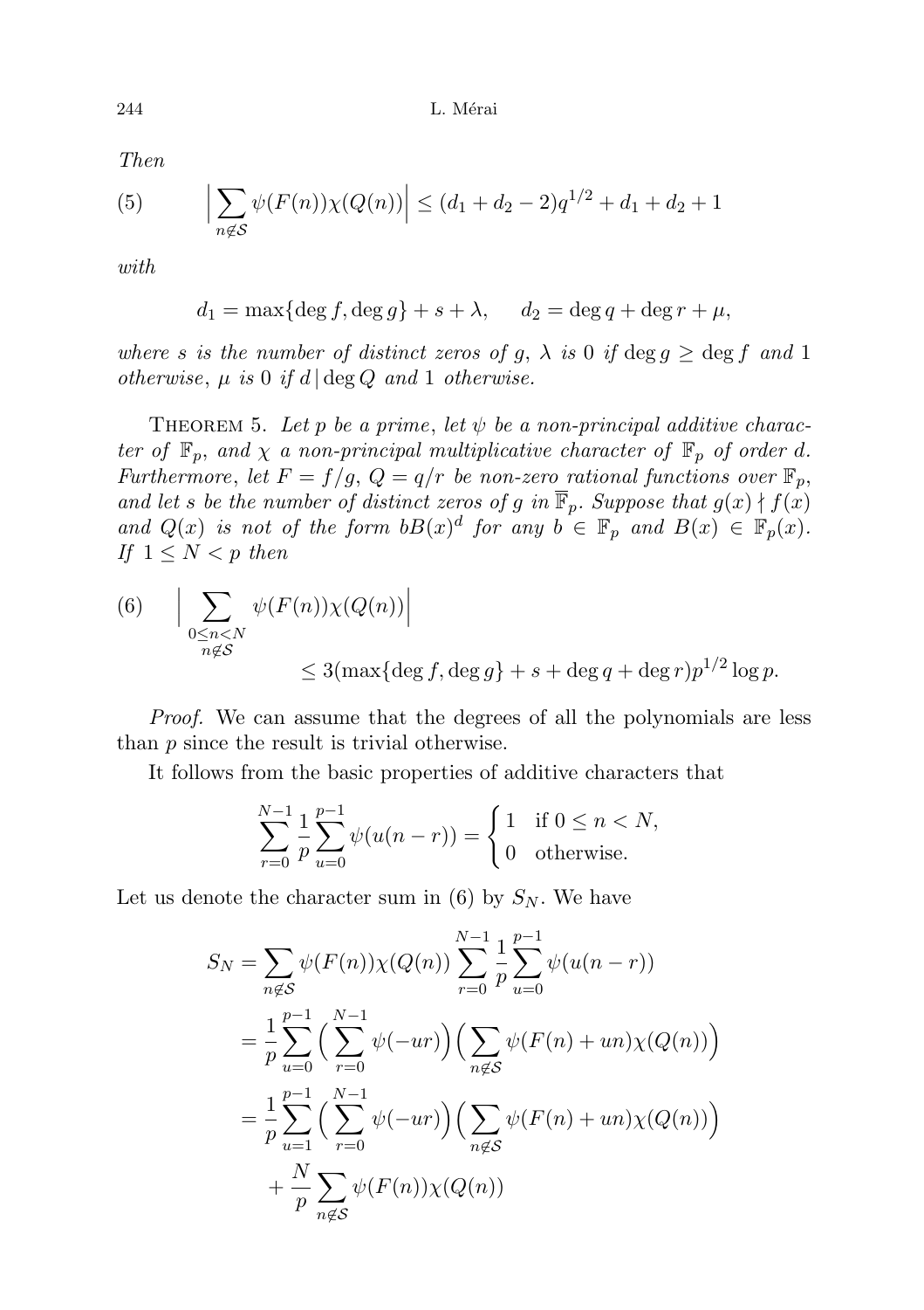*Then*

$$\Big|\sum_{n\notin\mathcal{S}} \psi(F(n))\chi(Q(n))\Big| \le (d_1+d_2-2)q^{1/2} + d_1 + d_2 + 1 \tag{5}$$

*with*

$$d_1 = \max\{\deg f, \deg g\} + s + \lambda, \qquad d_2 = \deg q + \deg r + \mu,$$

*where $s$ is the number of distinct zeros of $g$, $\lambda$ is $0$ if $\deg g \ge \deg f$ and $1$ otherwise, $\mu$ is $0$ if $d \,|\, \deg Q$ and $1$ otherwise.*

Theorem 5. *Let $p$ be a prime, let $\psi$ be a non-principal additive character of $\mathbb{F}_p$, and $\chi$ a non-principal multiplicative character of $\mathbb{F}_p$ of order $d$. Furthermore, let $F = f/g$, $Q = q/r$ be non-zero rational functions over $\mathbb{F}_p$, and let $s$ be the number of distinct zeros of $g$ in $\overline{\mathbb{F}}_p$. Suppose that $g(x) \nmid f(x)$ and $Q(x)$ is not of the form $bB(x)^d$ for any $b \in \mathbb{F}_p$ and $B(x) \in \mathbb{F}_p(x)$. If $1 \le N < p$ then*

$$\Big|\sum_{\substack{0\le n<N\\ n\notin\mathcal{S}}} \psi(F(n))\chi(Q(n))\Big| \le 3(\max\{\deg f, \deg g\} + s + \deg q + \deg r)p^{1/2}\log p. \tag{6}$$

*Proof.* We can assume that the degrees of all the polynomials are less than $p$ since the result is trivial otherwise.

It follows from the basic properties of additive characters that

$$\sum_{r=0}^{N-1} \frac{1}{p}\sum_{u=0}^{p-1} \psi(u(n-r)) = \begin{cases} 1 & \text{if } 0 \le n < N,\\ 0 & \text{otherwise.}\end{cases}$$

Let us denote the character sum in (6) by $S_N$. We have

$$\begin{aligned}
S_N &= \sum_{n\notin\mathcal{S}} \psi(F(n))\chi(Q(n)) \sum_{r=0}^{N-1} \frac{1}{p}\sum_{u=0}^{p-1} \psi(u(n-r))\\
&= \frac{1}{p}\sum_{u=0}^{p-1} \Big(\sum_{r=0}^{N-1} \psi(-ur)\Big)\Big(\sum_{n\notin\mathcal{S}} \psi(F(n)+un)\chi(Q(n))\Big)\\
&= \frac{1}{p}\sum_{u=1}^{p-1} \Big(\sum_{r=0}^{N-1} \psi(-ur)\Big)\Big(\sum_{n\notin\mathcal{S}} \psi(F(n)+un)\chi(Q(n))\Big)\\
&\quad + \frac{N}{p}\sum_{n\notin\mathcal{S}} \psi(F(n))\chi(Q(n))
\end{aligned}$$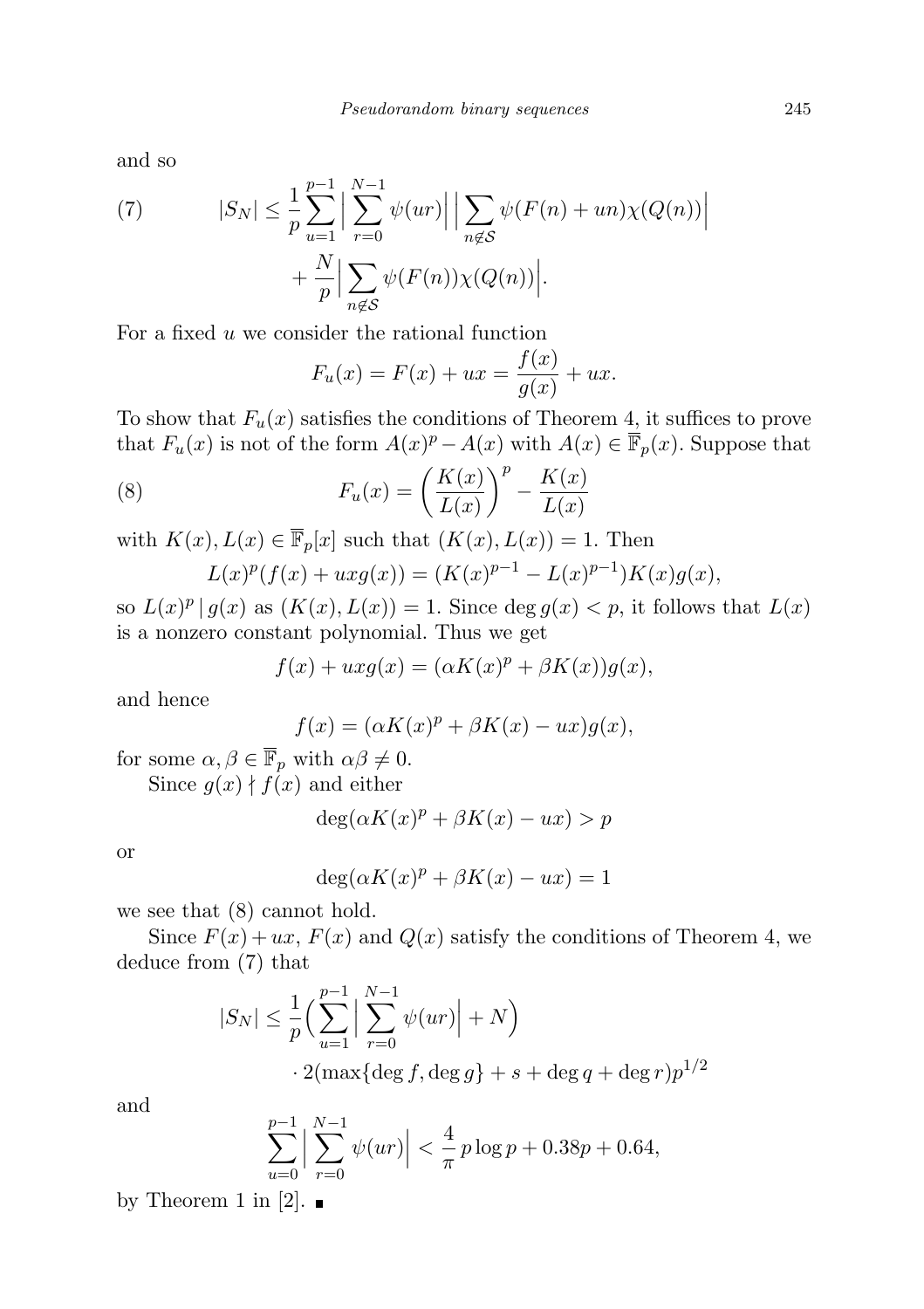and so

$$
\begin{aligned}
(7) \qquad |S_N| \le \frac{1}{p}\sum_{u=1}^{p-1}\Big|\sum_{r=0}^{N-1}\psi(ur)\Big|\,\Big|\sum_{n\notin\mathcal{S}}\psi(F(n)+un)\chi(Q(n))\Big| \\
+\frac{N}{p}\Big|\sum_{n\notin\mathcal{S}}\psi(F(n))\chi(Q(n))\Big|.
\end{aligned}
$$

For a fixed $u$ we consider the rational function

$$
F_u(x)=F(x)+ux=\frac{f(x)}{g(x)}+ux.
$$

To show that $F_u(x)$ satisfies the conditions of Theorem 4, it suffices to prove that $F_u(x)$ is not of the form $A(x)^p-A(x)$ with $A(x)\in\overline{\mathbb{F}}_p(x)$. Suppose that

$$
(8) \qquad F_u(x)=\left(\frac{K(x)}{L(x)}\right)^p-\frac{K(x)}{L(x)}
$$

with $K(x),L(x)\in\overline{\mathbb{F}}_p[x]$ such that $(K(x),L(x))=1$. Then

$$
L(x)^p(f(x)+uxg(x))=(K(x)^{p-1}-L(x)^{p-1})K(x)g(x),
$$

so $L(x)^p\mid g(x)$ as $(K(x),L(x))=1$. Since $\deg g(x)<p$, it follows that $L(x)$ is a nonzero constant polynomial. Thus we get

$$
f(x)+uxg(x)=(\alpha K(x)^p+\beta K(x))g(x),
$$

and hence

$$
f(x)=(\alpha K(x)^p+\beta K(x)-ux)g(x),
$$

for some $\alpha,\beta\in\overline{\mathbb{F}}_p$ with $\alpha\beta\ne 0$.

Since $g(x)\nmid f(x)$ and either

$$
\deg(\alpha K(x)^p+\beta K(x)-ux)>p
$$

or

$$
\deg(\alpha K(x)^p+\beta K(x)-ux)=1
$$

we see that (8) cannot hold.

Since $F(x)+ux$, $F(x)$ and $Q(x)$ satisfy the conditions of Theorem 4, we deduce from (7) that

$$
\begin{aligned}
|S_N| \le \frac{1}{p}\Big(\sum_{u=1}^{p-1}\Big|\sum_{r=0}^{N-1}\psi(ur)\Big|+N\Big) \\
\cdot 2(\max\{\deg f,\deg g\}+s+\deg q+\deg r)p^{1/2}
\end{aligned}
$$

and

$$
\sum_{u=0}^{p-1}\Big|\sum_{r=0}^{N-1}\psi(ur)\Big|<\frac{4}{\pi}\,p\log p+0.38p+0.64,
$$

by Theorem 1 in [2]. ∎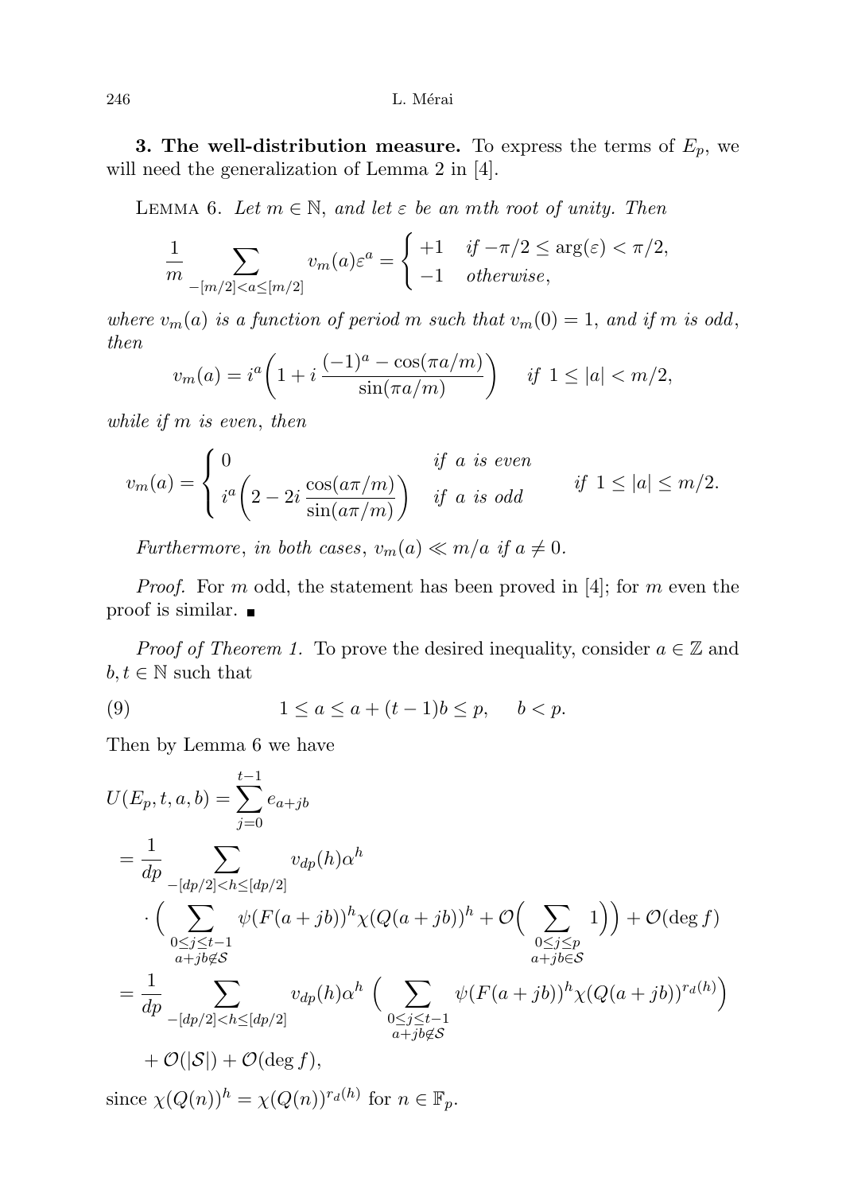**3. The well-distribution measure.** To express the terms of $E_p$, we will need the generalization of Lemma 2 in [4].

LEMMA 6. *Let $m \in \mathbb{N}$, and let $\varepsilon$ be an $m$th root of unity. Then*

$$\frac{1}{m} \sum_{-[m/2]<a\le[m/2]} v_m(a)\varepsilon^a = \begin{cases} +1 & \text{if } -\pi/2 \le \arg(\varepsilon) < \pi/2, \\ -1 & \text{otherwise}, \end{cases}$$

*where $v_m(a)$ is a function of period $m$ such that $v_m(0) = 1$, and if $m$ is odd, then*

$$v_m(a) = i^a\left(1 + i\,\frac{(-1)^a - \cos(\pi a/m)}{\sin(\pi a/m)}\right) \quad \text{if } 1 \le |a| < m/2,$$

*while if $m$ is even, then*

$$v_m(a) = \begin{cases} 0 & \text{if } a \text{ is even} \\ i^a\left(2 - 2i\,\dfrac{\cos(a\pi/m)}{\sin(a\pi/m)}\right) & \text{if } a \text{ is odd} \end{cases} \qquad \text{if } 1 \le |a| \le m/2.$$

*Furthermore, in both cases, $v_m(a) \ll m/a$ if $a \neq 0$.*

*Proof.* For $m$ odd, the statement has been proved in [4]; for $m$ even the proof is similar. ∎

*Proof of Theorem 1.* To prove the desired inequality, consider $a \in \mathbb{Z}$ and $b, t \in \mathbb{N}$ such that

$$1 \le a \le a + (t-1)b \le p, \quad b < p. \tag{9}$$

Then by Lemma 6 we have

$$\begin{aligned}
U(E_p, t, a, b) &= \sum_{j=0}^{t-1} e_{a+jb} \\
&= \frac{1}{dp} \sum_{-[dp/2]<h\le[dp/2]} v_{dp}(h)\alpha^h \\
&\quad \cdot \Big( \sum_{\substack{0\le j\le t-1 \\ a+jb\notin\mathcal{S}}} \psi(F(a+jb))^h \chi(Q(a+jb))^h + \mathcal{O}\Big(\sum_{\substack{0\le j\le p \\ a+jb\in\mathcal{S}}} 1\Big)\Big) + \mathcal{O}(\deg f) \\
&= \frac{1}{dp} \sum_{-[dp/2]<h\le[dp/2]} v_{dp}(h)\alpha^h \Big( \sum_{\substack{0\le j\le t-1 \\ a+jb\notin\mathcal{S}}} \psi(F(a+jb))^h \chi(Q(a+jb))^{r_d(h)}\Big) \\
&\quad + \mathcal{O}(|\mathcal{S}|) + \mathcal{O}(\deg f),
\end{aligned}$$

since $\chi(Q(n))^h = \chi(Q(n))^{r_d(h)}$ for $n \in \mathbb{F}_p$.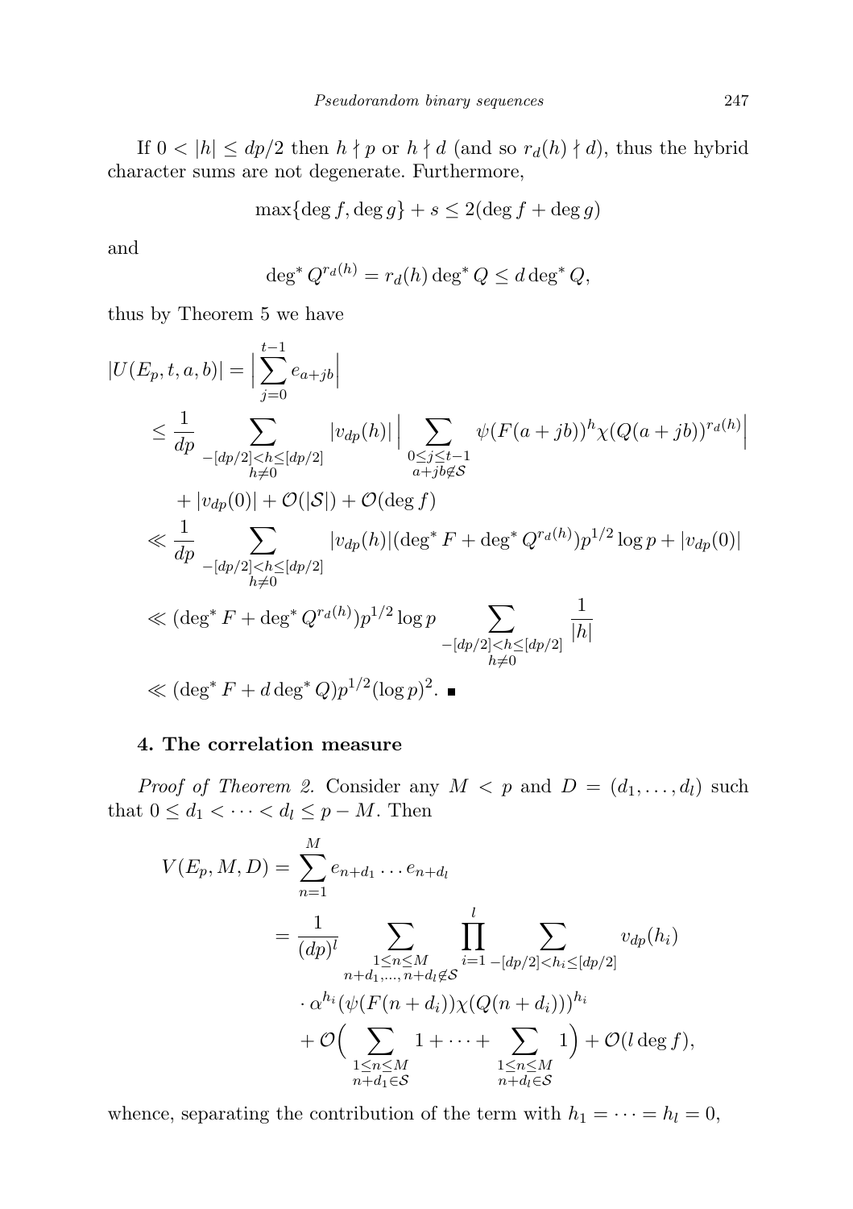If $0 < |h| \le dp/2$ then $h \nmid p$ or $h \nmid d$ (and so $r_d(h) \nmid d$), thus the hybrid character sums are not degenerate. Furthermore,

$$\max\{\deg f, \deg g\} + s \le 2(\deg f + \deg g)$$

and

$$\deg^* Q^{r_d(h)} = r_d(h) \deg^* Q \le d \deg^* Q,$$

thus by Theorem 5 we have

$$\begin{aligned}
|U(E_p, t, a, b)| &= \Big| \sum_{j=0}^{t-1} e_{a+jb} \Big| \\
&\le \frac{1}{dp} \sum_{\substack{-[dp/2]<h\le[dp/2] \\ h\neq 0}} |v_{dp}(h)| \Big| \sum_{\substack{0\le j\le t-1 \\ a+jb\notin\mathcal{S}}} \psi(F(a+jb))^h \chi(Q(a+jb))^{r_d(h)} \Big| \\
&\quad + |v_{dp}(0)| + \mathcal{O}(|\mathcal{S}|) + \mathcal{O}(\deg f) \\
&\ll \frac{1}{dp} \sum_{\substack{-[dp/2]<h\le[dp/2] \\ h\neq 0}} |v_{dp}(h)| (\deg^* F + \deg^* Q^{r_d(h)}) p^{1/2} \log p + |v_{dp}(0)| \\
&\ll (\deg^* F + \deg^* Q^{r_d(h)}) p^{1/2} \log p \sum_{\substack{-[dp/2]<h\le[dp/2] \\ h\neq 0}} \frac{1}{|h|} \\
&\ll (\deg^* F + d \deg^* Q) p^{1/2} (\log p)^2. \ \blacksquare
\end{aligned}$$

## 4. The correlation measure

*Proof of Theorem 2.* Consider any $M < p$ and $D = (d_1, \dots, d_l)$ such that $0 \le d_1 < \dots < d_l \le p - M$. Then

$$\begin{aligned}
V(E_p, M, D) &= \sum_{n=1}^{M} e_{n+d_1} \dots e_{n+d_l} \\
&= \frac{1}{(dp)^l} \sum_{\substack{1\le n\le M \\ n+d_1,\dots,n+d_l\notin\mathcal{S}}} \prod_{i=1}^{l} \sum_{-[dp/2]<h_i\le[dp/2]} v_{dp}(h_i) \\
&\quad \cdot \alpha^{h_i} (\psi(F(n+d_i))\chi(Q(n+d_i)))^{h_i} \\
&\quad + \mathcal{O}\Big( \sum_{\substack{1\le n\le M \\ n+d_1\in\mathcal{S}}} 1 + \dots + \sum_{\substack{1\le n\le M \\ n+d_l\in\mathcal{S}}} 1 \Big) + \mathcal{O}(l \deg f),
\end{aligned}$$

whence, separating the contribution of the term with $h_1 = \dots = h_l = 0$,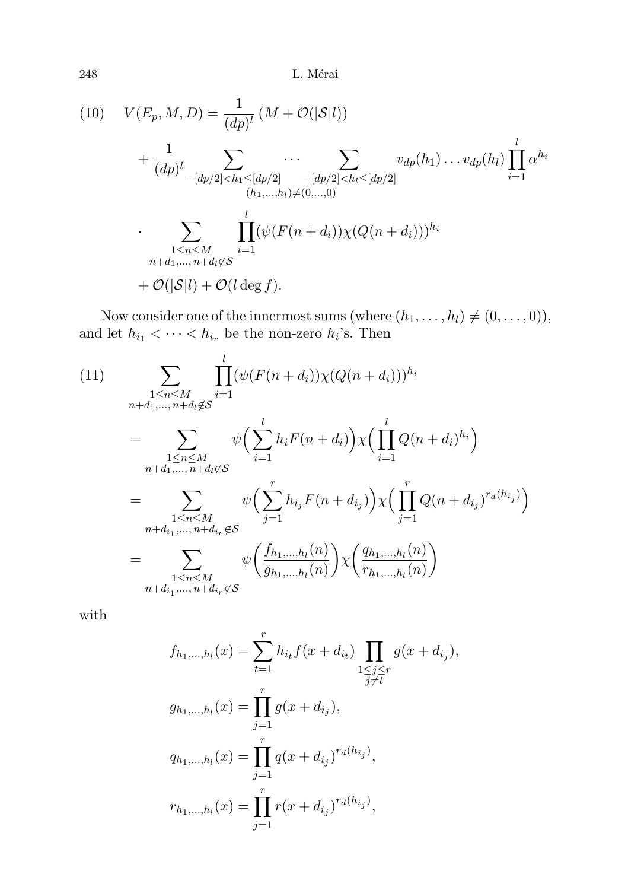$$
\begin{aligned}
(10)\quad V(E_p, M, D) &= \frac{1}{(dp)^l}\left(M + \mathcal{O}(|\mathcal{S}|l)\right) \\
&\quad + \frac{1}{(dp)^l} \underset{(h_1,\dots,h_l)\neq(0,\dots,0)}{\sum_{-[dp/2]<h_1\le[dp/2]} \cdots \sum_{-[dp/2]<h_l\le[dp/2]}} v_{dp}(h_1)\dots v_{dp}(h_l)\prod_{i=1}^{l}\alpha^{h_i} \\
&\quad \cdot \sum_{\substack{1\le n\le M\\ n+d_1,\dots,n+d_l\notin\mathcal{S}}} \prod_{i=1}^{l}(\psi(F(n+d_i))\chi(Q(n+d_i)))^{h_i} \\
&\quad + \mathcal{O}(|\mathcal{S}|l) + \mathcal{O}(l\deg f).
\end{aligned}
$$

Now consider one of the innermost sums (where $(h_1,\dots,h_l)\neq(0,\dots,0)$), and let $h_{i_1}<\dots<h_{i_r}$ be the non-zero $h_i$'s. Then

$$
\begin{aligned}
(11)\quad &\sum_{\substack{1\le n\le M\\ n+d_1,\dots,n+d_l\notin\mathcal{S}}} \prod_{i=1}^{l}(\psi(F(n+d_i))\chi(Q(n+d_i)))^{h_i} \\
&= \sum_{\substack{1\le n\le M\\ n+d_1,\dots,n+d_l\notin\mathcal{S}}} \psi\Big(\sum_{i=1}^{l} h_i F(n+d_i)\Big)\chi\Big(\prod_{i=1}^{l} Q(n+d_i)^{h_i}\Big) \\
&= \sum_{\substack{1\le n\le M\\ n+d_{i_1},\dots,n+d_{i_r}\notin\mathcal{S}}} \psi\Big(\sum_{j=1}^{r} h_{i_j} F(n+d_{i_j})\Big)\chi\Big(\prod_{j=1}^{r} Q(n+d_{i_j})^{r_d(h_{i_j})}\Big) \\
&= \sum_{\substack{1\le n\le M\\ n+d_{i_1},\dots,n+d_{i_r}\notin\mathcal{S}}} \psi\bigg(\frac{f_{h_1,\dots,h_l}(n)}{g_{h_1,\dots,h_l}(n)}\bigg)\chi\bigg(\frac{q_{h_1,\dots,h_l}(n)}{r_{h_1,\dots,h_l}(n)}\bigg)
\end{aligned}
$$

with

$$
\begin{aligned}
f_{h_1,\dots,h_l}(x) &= \sum_{t=1}^{r} h_{i_t} f(x+d_{i_t}) \prod_{\substack{1\le j\le r\\ j\neq t}} g(x+d_{i_j}),\\
g_{h_1,\dots,h_l}(x) &= \prod_{j=1}^{r} g(x+d_{i_j}),\\
q_{h_1,\dots,h_l}(x) &= \prod_{j=1}^{r} q(x+d_{i_j})^{r_d(h_{i_j})},\\
r_{h_1,\dots,h_l}(x) &= \prod_{j=1}^{r} r(x+d_{i_j})^{r_d(h_{i_j})},
\end{aligned}
$$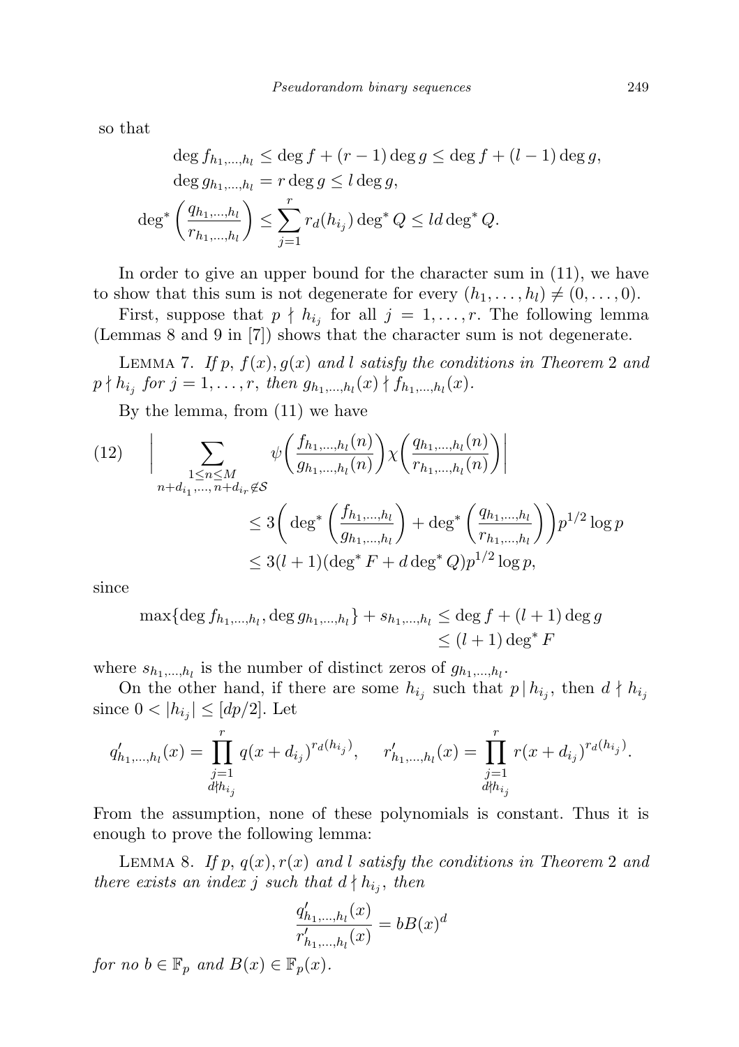so that

$$\deg f_{h_1,\ldots,h_l} \le \deg f + (r-1)\deg g \le \deg f + (l-1)\deg g,$$
$$\deg g_{h_1,\ldots,h_l} = r\deg g \le l\deg g,$$
$$\deg^*\left(\frac{q_{h_1,\ldots,h_l}}{r_{h_1,\ldots,h_l}}\right) \le \sum_{j=1}^{r} r_d(h_{i_j})\deg^* Q \le ld\deg^* Q.$$

In order to give an upper bound for the character sum in (11), we have to show that this sum is not degenerate for every $(h_1,\ldots,h_l) \neq (0,\ldots,0)$.

First, suppose that $p \nmid h_{i_j}$ for all $j = 1,\ldots,r$. The following lemma (Lemmas 8 and 9 in [7]) shows that the character sum is not degenerate.

Lemma 7. *If $p$, $f(x), g(x)$ and $l$ satisfy the conditions in Theorem 2 and $p \nmid h_{i_j}$ for $j = 1,\ldots,r$, then $g_{h_1,\ldots,h_l}(x) \nmid f_{h_1,\ldots,h_l}(x)$.*

By the lemma, from (11) we have

$$(12)\qquad \Bigg|\sum_{\substack{1\le n\le M\\ n+d_{i_1},\ldots,n+d_{i_r}\notin\mathcal{S}}} \psi\bigg(\frac{f_{h_1,\ldots,h_l}(n)}{g_{h_1,\ldots,h_l}(n)}\bigg)\chi\bigg(\frac{q_{h_1,\ldots,h_l}(n)}{r_{h_1,\ldots,h_l}(n)}\bigg)\Bigg|$$
$$\le 3\bigg(\deg^*\bigg(\frac{f_{h_1,\ldots,h_l}}{g_{h_1,\ldots,h_l}}\bigg) + \deg^*\bigg(\frac{q_{h_1,\ldots,h_l}}{r_{h_1,\ldots,h_l}}\bigg)\bigg)p^{1/2}\log p$$
$$\le 3(l+1)(\deg^* F + d\deg^* Q)p^{1/2}\log p,$$

since

$$\max\{\deg f_{h_1,\ldots,h_l}, \deg g_{h_1,\ldots,h_l}\} + s_{h_1,\ldots,h_l} \le \deg f + (l+1)\deg g \le (l+1)\deg^* F$$

where $s_{h_1,\ldots,h_l}$ is the number of distinct zeros of $g_{h_1,\ldots,h_l}$.

On the other hand, if there are some $h_{i_j}$ such that $p \mid h_{i_j}$, then $d \nmid h_{i_j}$ since $0 < |h_{i_j}| \le [dp/2]$. Let

$$q'_{h_1,\ldots,h_l}(x) = \prod_{\substack{j=1\\ d\nmid h_{i_j}}}^{r} q(x+d_{i_j})^{r_d(h_{i_j})}, \qquad r'_{h_1,\ldots,h_l}(x) = \prod_{\substack{j=1\\ d\nmid h_{i_j}}}^{r} r(x+d_{i_j})^{r_d(h_{i_j})}.$$

From the assumption, none of these polynomials is constant. Thus it is enough to prove the following lemma:

Lemma 8. *If $p$, $q(x), r(x)$ and $l$ satisfy the conditions in Theorem 2 and there exists an index $j$ such that $d \nmid h_{i_j}$, then*

$$\frac{q'_{h_1,\ldots,h_l}(x)}{r'_{h_1,\ldots,h_l}(x)} = bB(x)^d$$

*for no $b \in \mathbb{F}_p$ and $B(x) \in \mathbb{F}_p(x)$.*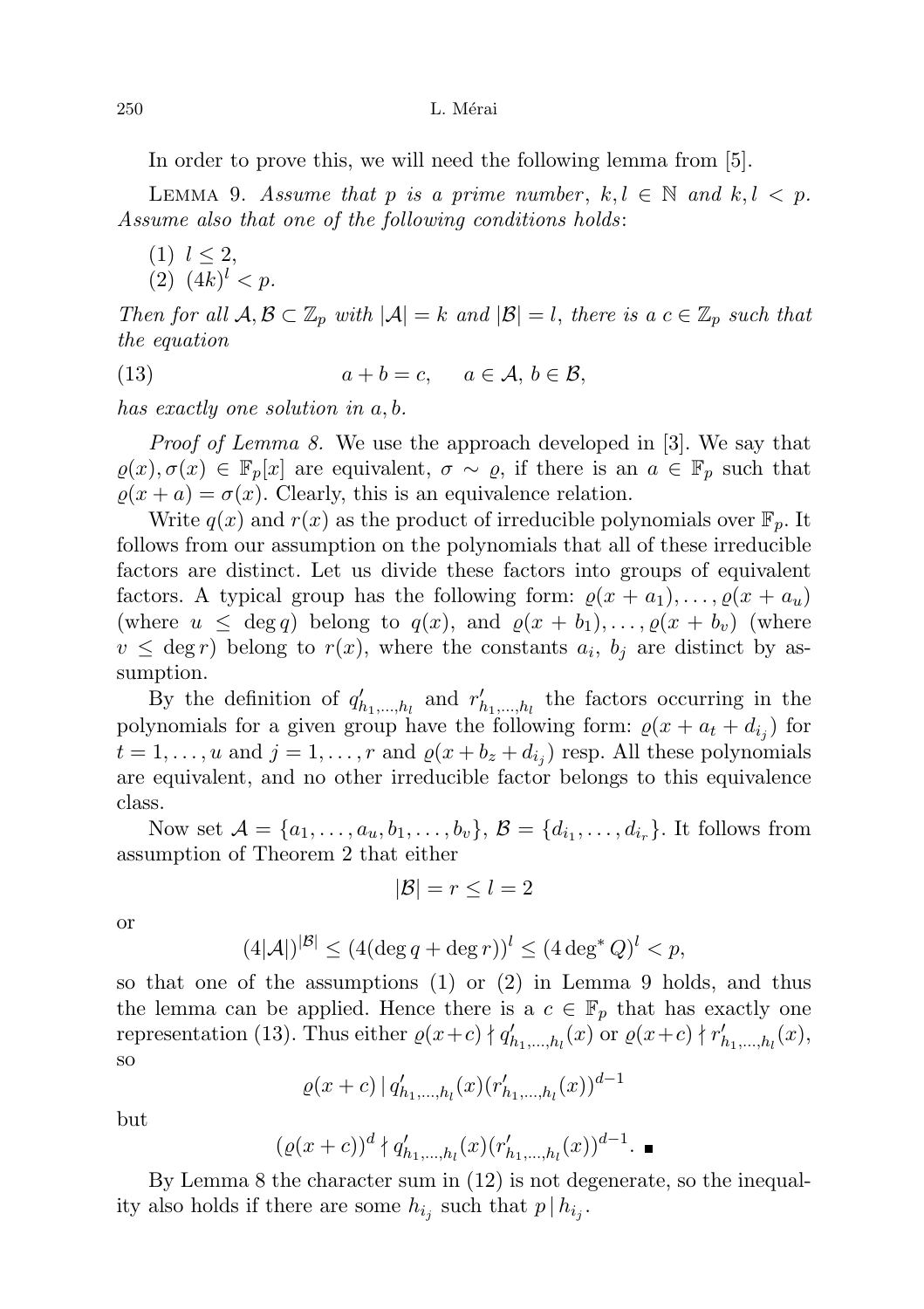In order to prove this, we will need the following lemma from [5].

Lemma 9. *Assume that $p$ is a prime number, $k, l \in \mathbb{N}$ and $k, l < p$. Assume also that one of the following conditions holds*:

(1) $l \leq 2$,
(2) $(4k)^l < p$.

*Then for all $\mathcal{A}, \mathcal{B} \subset \mathbb{Z}_p$ with $|\mathcal{A}| = k$ and $|\mathcal{B}| = l$, there is a $c \in \mathbb{Z}_p$ such that the equation*

$$a + b = c, \qquad a \in \mathcal{A},\ b \in \mathcal{B}, \tag{13}$$

*has exactly one solution in $a, b$.*

*Proof of Lemma 8.* We use the approach developed in [3]. We say that $\varrho(x), \sigma(x) \in \mathbb{F}_p[x]$ are equivalent, $\sigma \sim \varrho$, if there is an $a \in \mathbb{F}_p$ such that $\varrho(x + a) = \sigma(x)$. Clearly, this is an equivalence relation.

Write $q(x)$ and $r(x)$ as the product of irreducible polynomials over $\mathbb{F}_p$. It follows from our assumption on the polynomials that all of these irreducible factors are distinct. Let us divide these factors into groups of equivalent factors. A typical group has the following form: $\varrho(x + a_1), \dots, \varrho(x + a_u)$ (where $u \leq \deg q$) belong to $q(x)$, and $\varrho(x + b_1), \dots, \varrho(x + b_v)$ (where $v \leq \deg r$) belong to $r(x)$, where the constants $a_i$, $b_j$ are distinct by assumption.

By the definition of $q'_{h_1,\dots,h_l}$ and $r'_{h_1,\dots,h_l}$ the factors occurring in the polynomials for a given group have the following form: $\varrho(x + a_t + d_{i_j})$ for $t = 1, \dots, u$ and $j = 1, \dots, r$ and $\varrho(x + b_z + d_{i_j})$ resp. All these polynomials are equivalent, and no other irreducible factor belongs to this equivalence class.

Now set $\mathcal{A} = \{a_1, \dots, a_u, b_1, \dots, b_v\}$, $\mathcal{B} = \{d_{i_1}, \dots, d_{i_r}\}$. It follows from assumption of Theorem 2 that either

$$|\mathcal{B}| = r \leq l = 2$$

or

$$(4|\mathcal{A}|)^{|\mathcal{B}|} \leq (4(\deg q + \deg r))^l \leq (4 \deg^* Q)^l < p,$$

so that one of the assumptions (1) or (2) in Lemma 9 holds, and thus the lemma can be applied. Hence there is a $c \in \mathbb{F}_p$ that has exactly one representation (13). Thus either $\varrho(x+c) \nmid q'_{h_1,\dots,h_l}(x)$ or $\varrho(x+c) \nmid r'_{h_1,\dots,h_l}(x)$, so

$$\varrho(x + c) \mid q'_{h_1,\dots,h_l}(x)(r'_{h_1,\dots,h_l}(x))^{d-1}$$

but

$$(\varrho(x + c))^d \nmid q'_{h_1,\dots,h_l}(x)(r'_{h_1,\dots,h_l}(x))^{d-1}. \ \blacksquare$$

By Lemma 8 the character sum in (12) is not degenerate, so the inequality also holds if there are some $h_{i_j}$ such that $p \mid h_{i_j}$.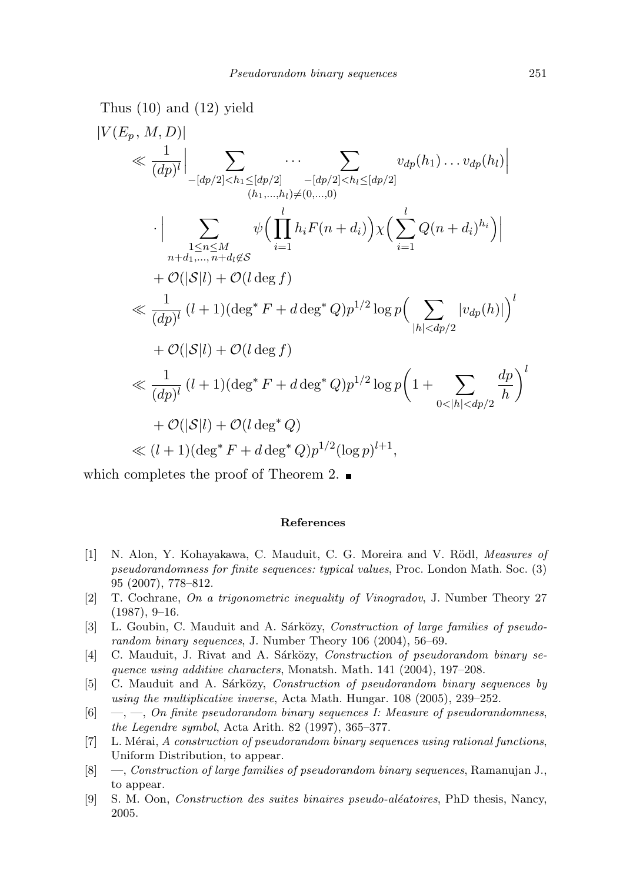Thus (10) and (12) yield

$$
\begin{aligned}
&|V(E_p, M, D)| \\
&\ll \frac{1}{(dp)^l}\Big| \sum_{\substack{-[dp/2]<h_1\le[dp/2] \\ (h_1,\dots,h_l)\neq(0,\dots,0)}} \cdots \sum_{-[dp/2]<h_l\le[dp/2]} v_{dp}(h_1)\dots v_{dp}(h_l)\Big| \\
&\quad \cdot \Big| \sum_{\substack{1\le n\le M \\ n+d_1,\dots,\, n+d_l\notin\mathcal{S}}} \psi\Big(\prod_{i=1}^{l} h_i F(n+d_i)\Big)\chi\Big(\sum_{i=1}^{l} Q(n+d_i)^{h_i}\Big)\Big| \\
&\quad + \mathcal{O}(|\mathcal{S}|l) + \mathcal{O}(l\deg f) \\
&\ll \frac{1}{(dp)^l}\,(l+1)(\deg^* F + d\deg^* Q)p^{1/2}\log p\Big(\sum_{|h|<dp/2}|v_{dp}(h)|\Big)^l \\
&\quad + \mathcal{O}(|\mathcal{S}|l) + \mathcal{O}(l\deg f) \\
&\ll \frac{1}{(dp)^l}\,(l+1)(\deg^* F + d\deg^* Q)p^{1/2}\log p\bigg(1 + \sum_{0<|h|<dp/2}\frac{dp}{h}\bigg)^l \\
&\quad + \mathcal{O}(|\mathcal{S}|l) + \mathcal{O}(l\deg^* Q) \\
&\ll (l+1)(\deg^* F + d\deg^* Q)p^{1/2}(\log p)^{l+1},
\end{aligned}
$$

which completes the proof of Theorem 2. ■

## References

[1] N. Alon, Y. Kohayakawa, C. Mauduit, C. G. Moreira and V. Rödl, *Measures of pseudorandomness for finite sequences: typical values*, Proc. London Math. Soc. (3) 95 (2007), 778–812.

[2] T. Cochrane, *On a trigonometric inequality of Vinogradov*, J. Number Theory 27 (1987), 9–16.

[3] L. Goubin, C. Mauduit and A. Sárközy, *Construction of large families of pseudorandom binary sequences*, J. Number Theory 106 (2004), 56–69.

[4] C. Mauduit, J. Rivat and A. Sárközy, *Construction of pseudorandom binary sequence using additive characters*, Monatsh. Math. 141 (2004), 197–208.

[5] C. Mauduit and A. Sárközy, *Construction of pseudorandom binary sequences by using the multiplicative inverse*, Acta Math. Hungar. 108 (2005), 239–252.

[6] —, —, *On finite pseudorandom binary sequences I: Measure of pseudorandomness, the Legendre symbol*, Acta Arith. 82 (1997), 365–377.

[7] L. Mérai, *A construction of pseudorandom binary sequences using rational functions*, Uniform Distribution, to appear.

[8] —, *Construction of large families of pseudorandom binary sequences*, Ramanujan J., to appear.

[9] S. M. Oon, *Construction des suites binaires pseudo-aléatoires*, PhD thesis, Nancy, 2005.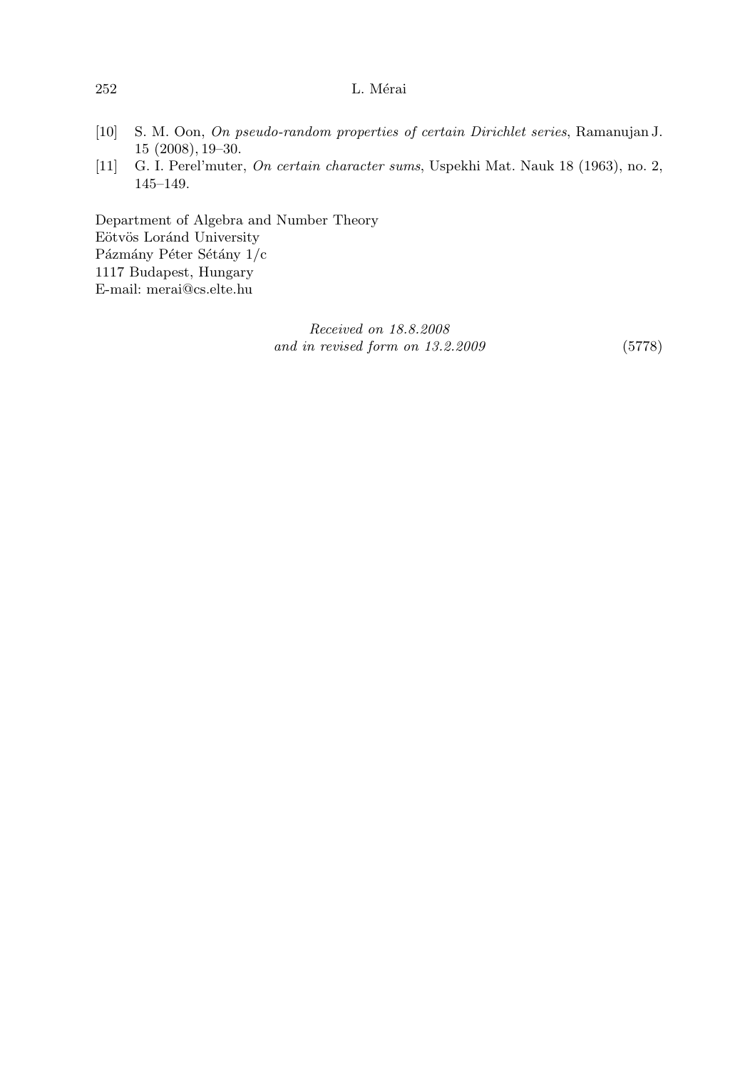[10] S. M. Oon, *On pseudo-random properties of certain Dirichlet series*, Ramanujan J. 15 (2008), 19–30.

[11] G. I. Perel'muter, *On certain character sums*, Uspekhi Mat. Nauk 18 (1963), no. 2, 145–149.

Department of Algebra and Number Theory
Eötvös Loránd University
Pázmány Péter Sétány 1/c
1117 Budapest, Hungary
E-mail: merai@cs.elte.hu

*Received on 18.8.2008*
*and in revised form on 13.2.2009* (5778)